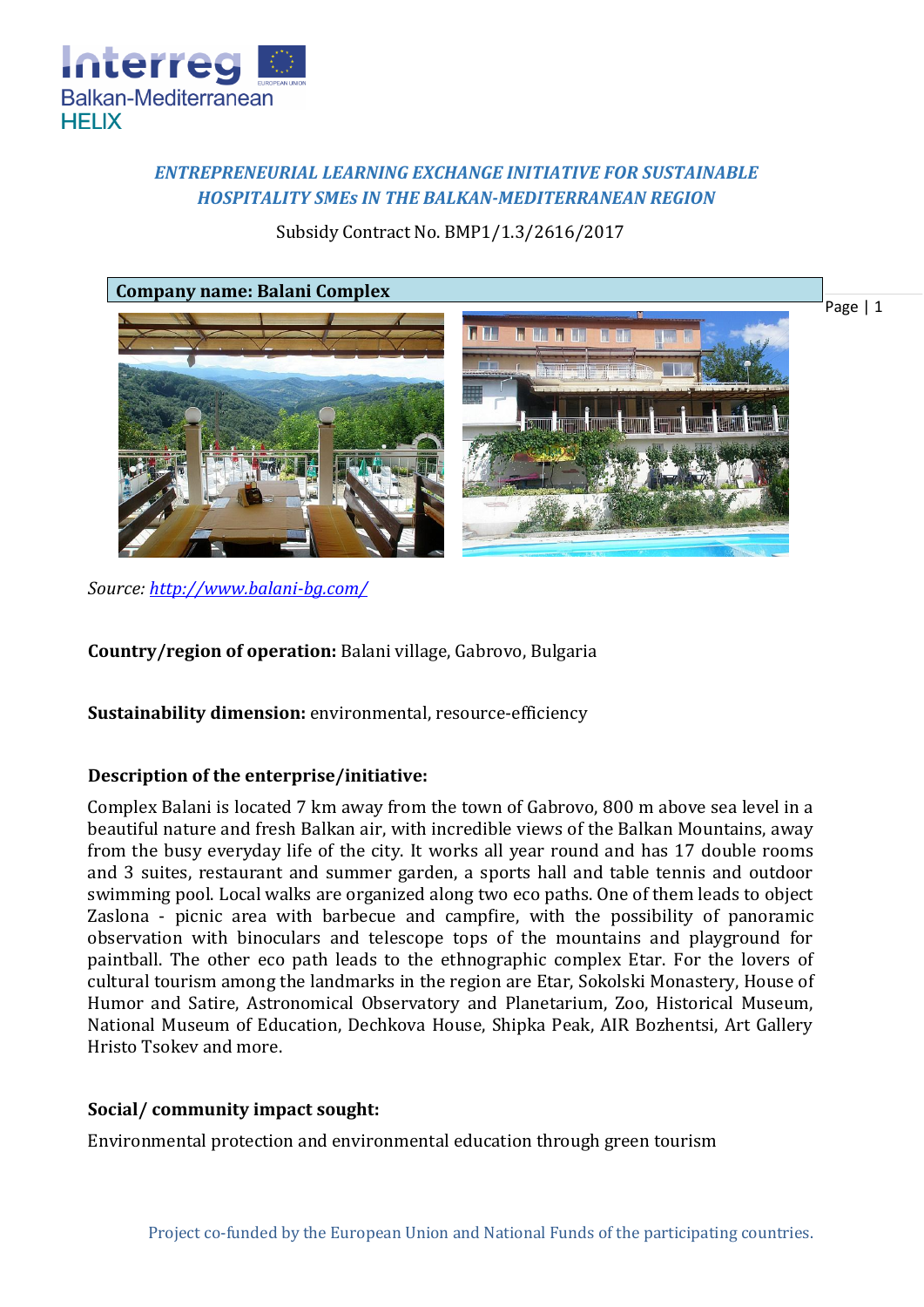*ENTREPRENEURIAL LEARNING EXCHANGE INITIATIVE FOR SUSTAINABLE HOSPITALITY SMEs IN THE BALKAN-MEDITERRANEAN REGION*

Subsidy Contract No. BMP1/1.3/2616/2017

**Company name: Balani Complex**

*Source: http://www.balani-bg.com/*

**Country/region of operation:** Balani village, Gabrovo, Bulgaria

**Sustainability dimension:** environmental, resource-efficiency

**Description of the enterprise/initiative:**

Complex Balani is located 7 km away from the town of Gabrovo, 800 m above sea level in a beautiful nature and fresh Balkan air, with incredible views of the Balkan Mountains, away from the busy everyday life of the city. It works all year round and has 17 double rooms and 3 suites, restaurant and summer garden, a sports hall and table tennis and outdoor swimming pool. Local walks are organized along two eco paths. One of them leads to object Zaslona - picnic area with barbecue and campfire, with the possibility of panoramic observation with binoculars and telescope tops of the mountains and playground for paintball. The other eco path leads to the ethnographic complex Etar. For the lovers of cultural tourism among the landmarks in the region are Etar, Sokolski Monastery, House of Humor and Satire, Astronomical Observatory and Planetarium, Zoo, Historical Museum, National Museum of Education, Dechkova House, Shipka Peak, AIR Bozhentsi, Art Gallery Hristo Tsokev and more.

**Social/ community impact sought:**

Environmental protection and environmental education through green tourism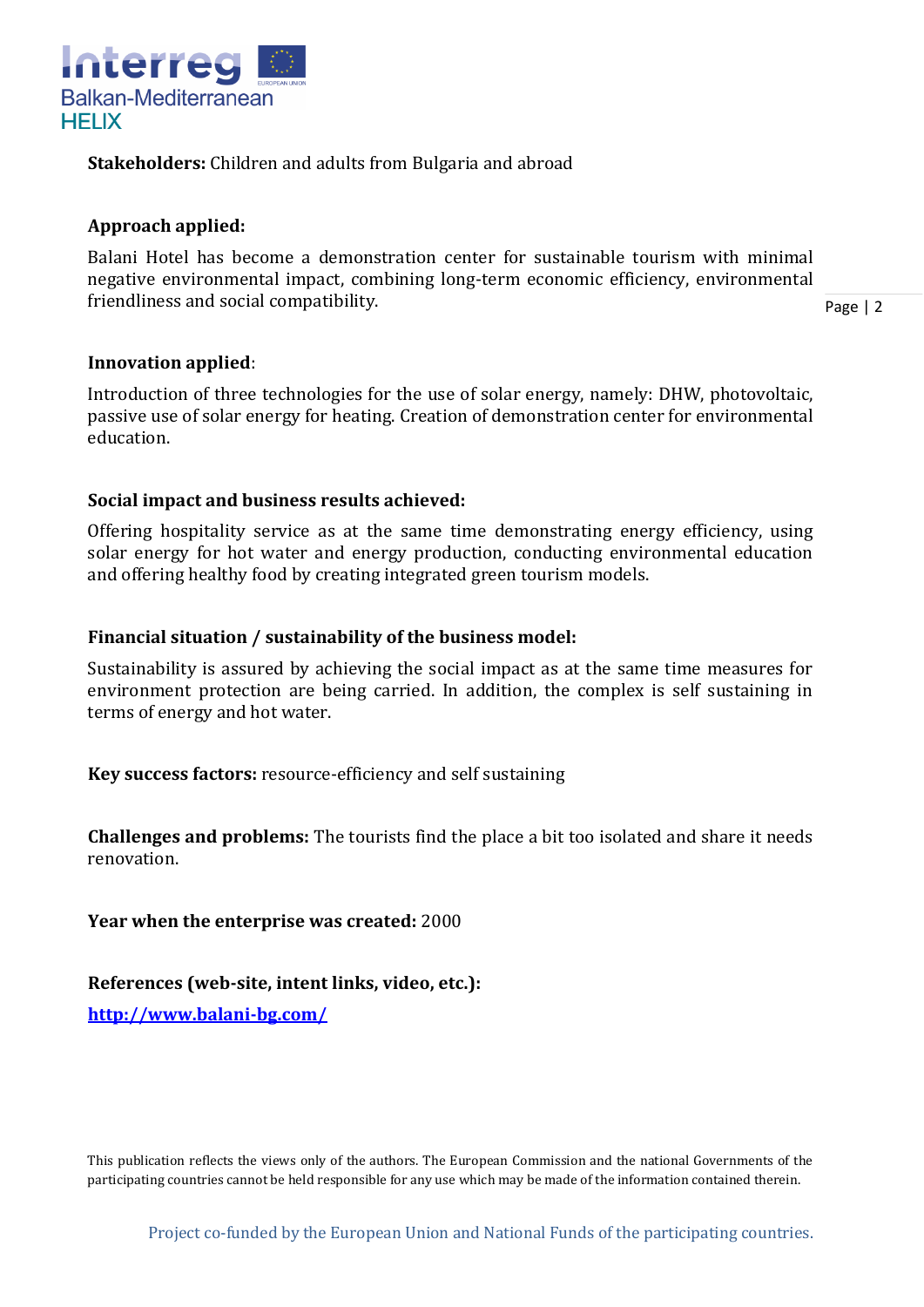**Stakeholders:** Children and adults from Bulgaria and abroad

**Approach applied:**

Balani Hotel has become a demonstration center for sustainable tourism with minimal negative environmental impact, combining long-term economic efficiency, environmental friendliness and social compatibility.

**Innovation applied**:

Introduction of three technologies for the use of solar energy, namely: DHW, photovoltaic, passive use of solar energy for heating. Creation of demonstration center for environmental education.

**Social impact and business results achieved:**

Offering hospitality service as at the same time demonstrating energy efficiency, using solar energy for hot water and energy production, conducting environmental education and offering healthy food by creating integrated green tourism models.

**Financial situation / sustainability of the business model:**

Sustainability is assured by achieving the social impact as at the same time measures for environment protection are being carried. In addition, the complex is self sustaining in terms of energy and hot water.

**Key success factors:** resource-efficiency and self sustaining

**Challenges and problems:** The tourists find the place a bit too isolated and share it needs renovation.

**Year when the enterprise was created:** 2000

**References (web-site, intent links, video, etc.):**

[http://www.balani-bg.com/](http://www.balani-bg.com/)

This publication reflects the views only of the authors. The European Commission and the national Governments of the participating countries cannot be held responsible for any use which may be made of the information contained therein.

Project co-funded by the European Union and National Funds of the participating countries.